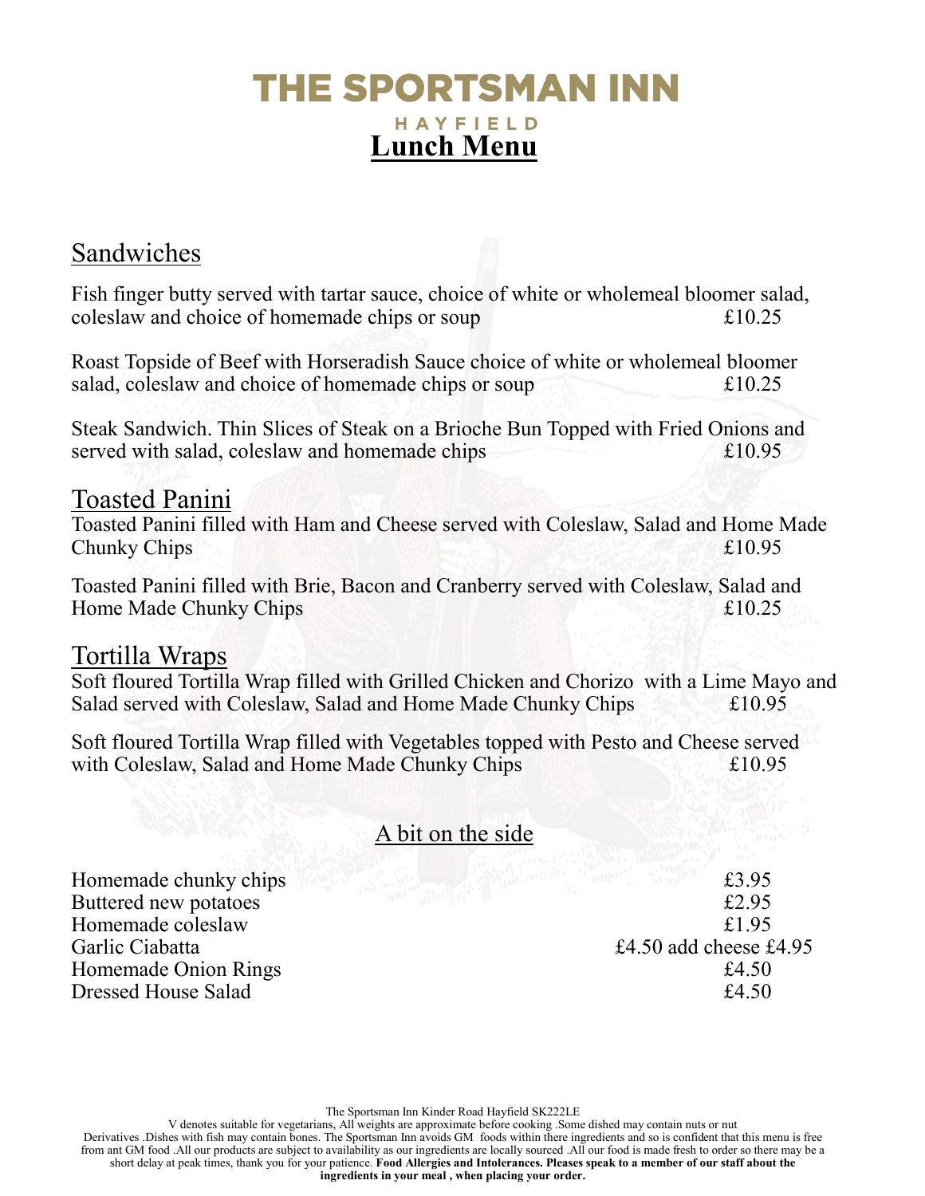# THE SPORTSMAN INN

HAYFIELD

## Lunch Menu

## Sandwiches

Fish finger butty served with tartar sauce, choice of white or wholemeal bloomer salad, coleslaw and choice of homemade chips or soup £10.25

Roast Topside of Beef with Horseradish Sauce choice of white or wholemeal bloomer salad, coleslaw and choice of homemade chips or soup £10.25

Steak Sandwich. Thin Slices of Steak on a Brioche Bun Topped with Fried Onions and served with salad, coleslaw and homemade chips £10.95

## Toasted Panini

Toasted Panini filled with Ham and Cheese served with Coleslaw, Salad and Home Made Chunky Chips £10.95

Toasted Panini filled with Brie, Bacon and Cranberry served with Coleslaw, Salad and Home Made Chunky Chips £10.25

## Tortilla Wraps

Soft floured Tortilla Wrap filled with Grilled Chicken and Chorizo with a Lime Mayo and Salad served with Coleslaw, Salad and Home Made Chunky Chips £10.95

Soft floured Tortilla Wrap filled with Vegetables topped with Pesto and Cheese served with Coleslaw, Salad and Home Made Chunky Chips £10.95

## A bit on the side

Homemade chunky chips £3.95
Buttered new potatoes £2.95
Homemade coleslaw £1.95
Garlic Ciabatta £4.50 add cheese £4.95
Homemade Onion Rings £4.50
Dressed House Salad £4.50

The Sportsman Inn Kinder Road Hayfield SK222LE

V denotes suitable for vegetarians, All weights are approximate before cooking .Some dished may contain nuts or nut Derivatives .Dishes with fish may contain bones. The Sportsman Inn avoids GM foods within there ingredients and so is confident that this menu is free from ant GM food .All our products are subject to availability as our ingredients are locally sourced .All our food is made fresh to order so there may be a short delay at peak times, thank you for your patience. **Food Allergies and Intolerances. Pleases speak to a member of our staff about the ingredients in your meal , when placing your order.**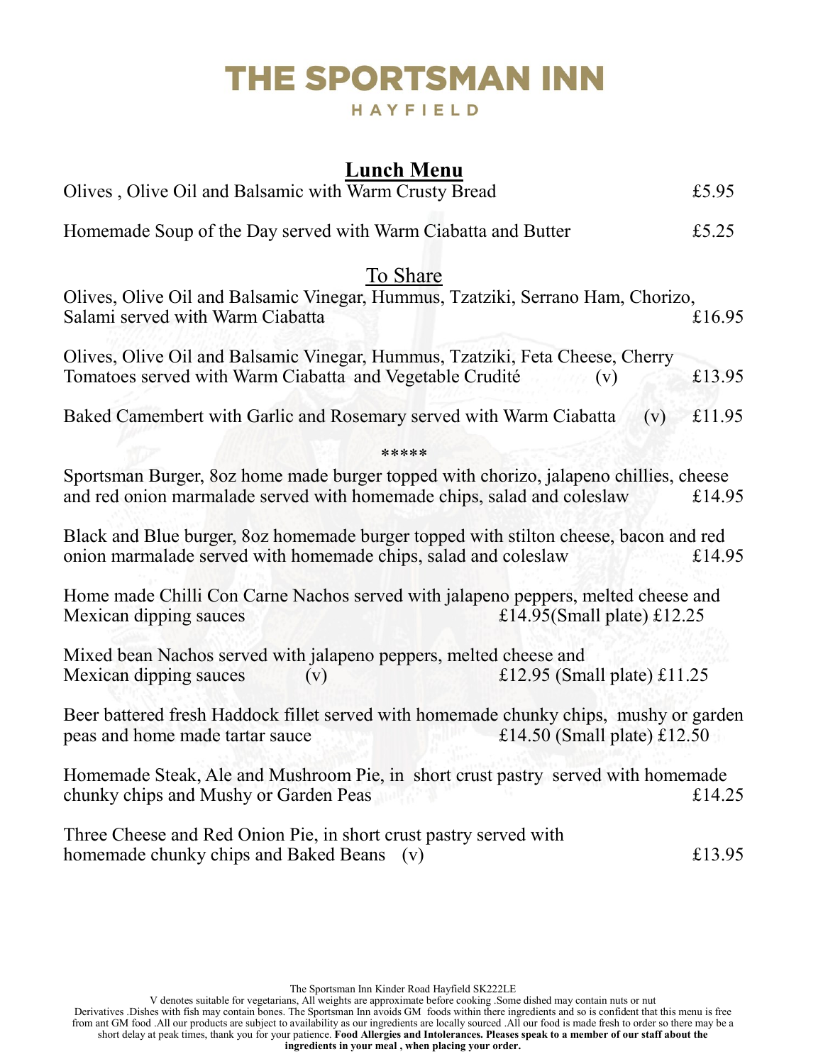# THE SPORTSMAN INN

HAYFIELD

## Lunch Menu

Olives , Olive Oil and Balsamic with Warm Crusty Bread £5.95

Homemade Soup of the Day served with Warm Ciabatta and Butter £5.25

### To Share

Olives, Olive Oil and Balsamic Vinegar, Hummus, Tzatziki, Serrano Ham, Chorizo, Salami served with Warm Ciabatta £16.95

Olives, Olive Oil and Balsamic Vinegar, Hummus, Tzatziki, Feta Cheese, Cherry Tomatoes served with Warm Ciabatta and Vegetable Crudité (v) £13.95

Baked Camembert with Garlic and Rosemary served with Warm Ciabatta (v) £11.95

*****

Sportsman Burger, 8oz home made burger topped with chorizo, jalapeno chillies, cheese and red onion marmalade served with homemade chips, salad and coleslaw £14.95

Black and Blue burger, 8oz homemade burger topped with stilton cheese, bacon and red onion marmalade served with homemade chips, salad and coleslaw £14.95

Home made Chilli Con Carne Nachos served with jalapeno peppers, melted cheese and Mexican dipping sauces £14.95(Small plate) £12.25

Mixed bean Nachos served with jalapeno peppers, melted cheese and Mexican dipping sauces (v) £12.95 (Small plate) £11.25

Beer battered fresh Haddock fillet served with homemade chunky chips, mushy or garden peas and home made tartar sauce £14.50 (Small plate) £12.50

Homemade Steak, Ale and Mushroom Pie, in short crust pastry served with homemade chunky chips and Mushy or Garden Peas £14.25

Three Cheese and Red Onion Pie, in short crust pastry served with homemade chunky chips and Baked Beans (v) £13.95

The Sportsman Inn Kinder Road Hayfield SK222LE

V denotes suitable for vegetarians, All weights are approximate before cooking .Some dished may contain nuts or nut Derivatives .Dishes with fish may contain bones. The Sportsman Inn avoids GM foods within there ingredients and so is confident that this menu is free from ant GM food .All our products are subject to availability as our ingredients are locally sourced .All our food is made fresh to order so there may be a short delay at peak times, thank you for your patience. **Food Allergies and Intolerances. Pleases speak to a member of our staff about the ingredients in your meal , when placing your order.**